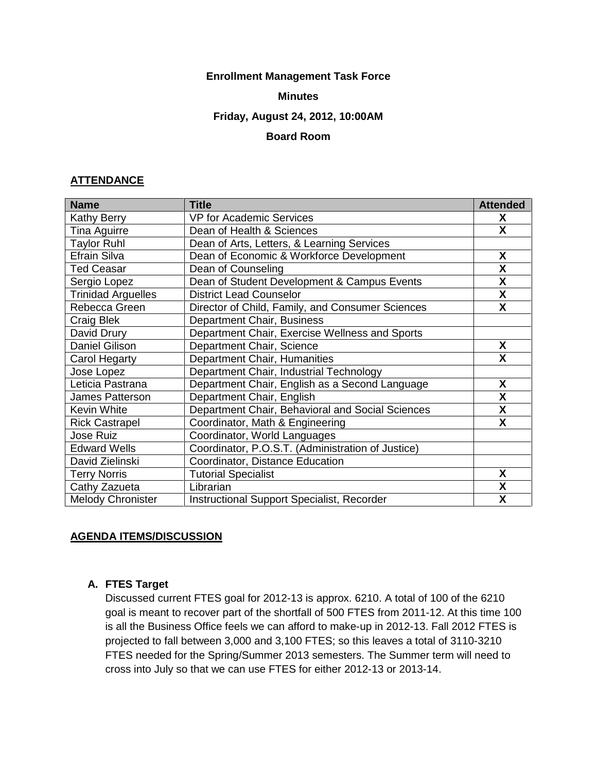**Enrollment Management Task Force**

**Minutes**

**Friday, August 24, 2012, 10:00AM**

**Board Room**

## ATTENDANCE

| Name | Title | Attended |
|---|---|---|
| Kathy Berry | VP for Academic Services | X |
| Tina Aguirre | Dean of Health & Sciences | X |
| Taylor Ruhl | Dean of Arts, Letters, & Learning Services | |
| Efrain Silva | Dean of Economic & Workforce Development | X |
| Ted Ceasar | Dean of Counseling | X |
| Sergio Lopez | Dean of Student Development & Campus Events | X |
| Trinidad Arguelles | District Lead Counselor | X |
| Rebecca Green | Director of Child, Family, and Consumer Sciences | X |
| Craig Blek | Department Chair, Business | |
| David Drury | Department Chair, Exercise Wellness and Sports | |
| Daniel Gilison | Department Chair, Science | X |
| Carol Hegarty | Department Chair, Humanities | X |
| Jose Lopez | Department Chair, Industrial Technology | |
| Leticia Pastrana | Department Chair, English as a Second Language | X |
| James Patterson | Department Chair, English | X |
| Kevin White | Department Chair, Behavioral and Social Sciences | X |
| Rick Castrapel | Coordinator, Math & Engineering | X |
| Jose Ruiz | Coordinator, World Languages | |
| Edward Wells | Coordinator, P.O.S.T. (Administration of Justice) | |
| David Zielinski | Coordinator, Distance Education | |
| Terry Norris | Tutorial Specialist | X |
| Cathy Zazueta | Librarian | X |
| Melody Chronister | Instructional Support Specialist, Recorder | X |

## AGENDA ITEMS/DISCUSSION

### A. FTES Target

Discussed current FTES goal for 2012-13 is approx. 6210. A total of 100 of the 6210 goal is meant to recover part of the shortfall of 500 FTES from 2011-12. At this time 100 is all the Business Office feels we can afford to make-up in 2012-13. Fall 2012 FTES is projected to fall between 3,000 and 3,100 FTES; so this leaves a total of 3110-3210 FTES needed for the Spring/Summer 2013 semesters. The Summer term will need to cross into July so that we can use FTES for either 2012-13 or 2013-14.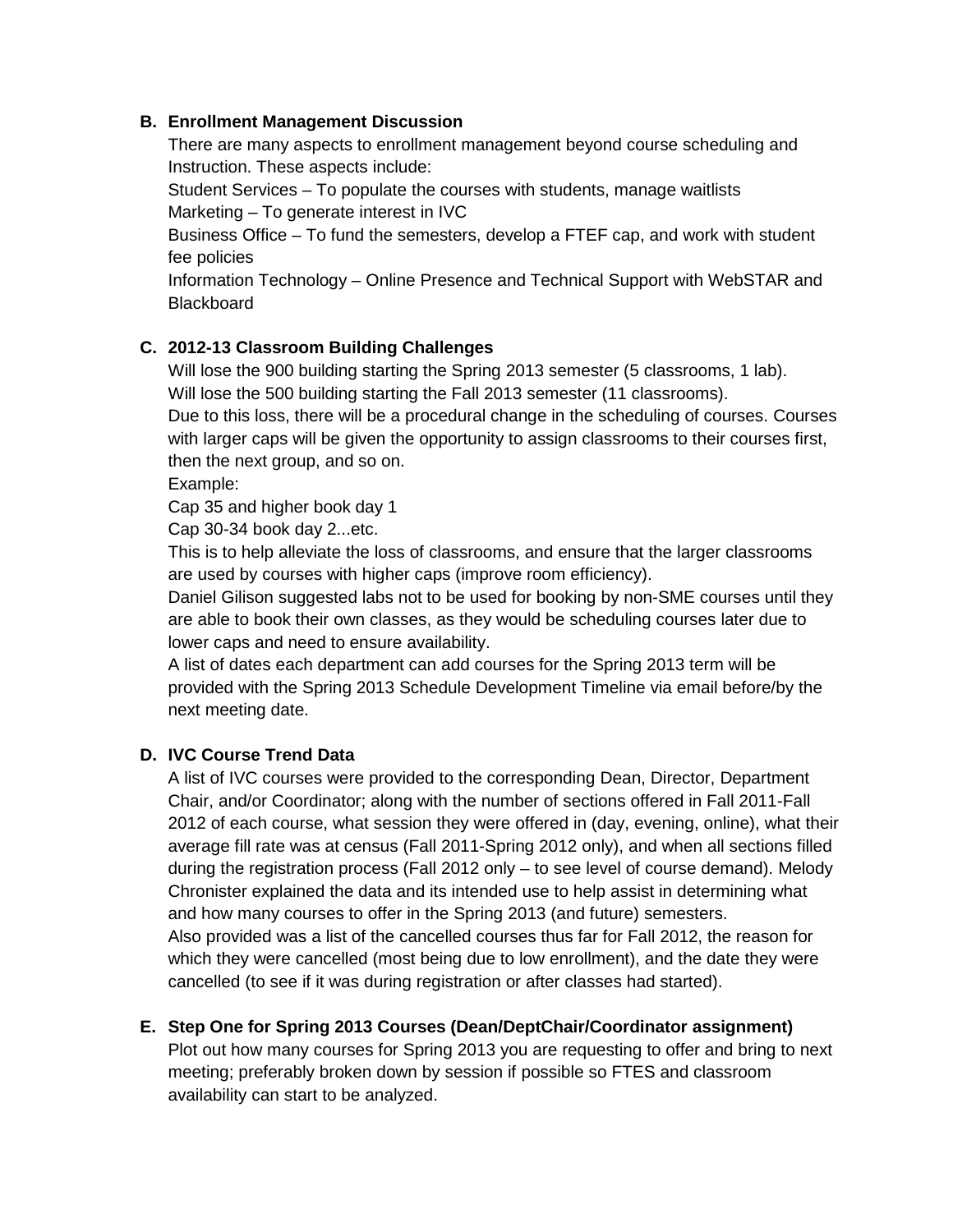**B. Enrollment Management Discussion**

There are many aspects to enrollment management beyond course scheduling and Instruction. These aspects include:

Student Services – To populate the courses with students, manage waitlists

Marketing – To generate interest in IVC

Business Office – To fund the semesters, develop a FTEF cap, and work with student fee policies

Information Technology – Online Presence and Technical Support with WebSTAR and Blackboard

**C. 2012-13 Classroom Building Challenges**

Will lose the 900 building starting the Spring 2013 semester (5 classrooms, 1 lab).

Will lose the 500 building starting the Fall 2013 semester (11 classrooms).

Due to this loss, there will be a procedural change in the scheduling of courses. Courses with larger caps will be given the opportunity to assign classrooms to their courses first, then the next group, and so on.

Example:

Cap 35 and higher book day 1

Cap 30-34 book day 2...etc.

This is to help alleviate the loss of classrooms, and ensure that the larger classrooms are used by courses with higher caps (improve room efficiency).

Daniel Gilison suggested labs not to be used for booking by non-SME courses until they are able to book their own classes, as they would be scheduling courses later due to lower caps and need to ensure availability.

A list of dates each department can add courses for the Spring 2013 term will be provided with the Spring 2013 Schedule Development Timeline via email before/by the next meeting date.

**D. IVC Course Trend Data**

A list of IVC courses were provided to the corresponding Dean, Director, Department Chair, and/or Coordinator; along with the number of sections offered in Fall 2011-Fall 2012 of each course, what session they were offered in (day, evening, online), what their average fill rate was at census (Fall 2011-Spring 2012 only), and when all sections filled during the registration process (Fall 2012 only – to see level of course demand). Melody Chronister explained the data and its intended use to help assist in determining what and how many courses to offer in the Spring 2013 (and future) semesters.

Also provided was a list of the cancelled courses thus far for Fall 2012, the reason for which they were cancelled (most being due to low enrollment), and the date they were cancelled (to see if it was during registration or after classes had started).

**E. Step One for Spring 2013 Courses (Dean/DeptChair/Coordinator assignment)**

Plot out how many courses for Spring 2013 you are requesting to offer and bring to next meeting; preferably broken down by session if possible so FTES and classroom availability can start to be analyzed.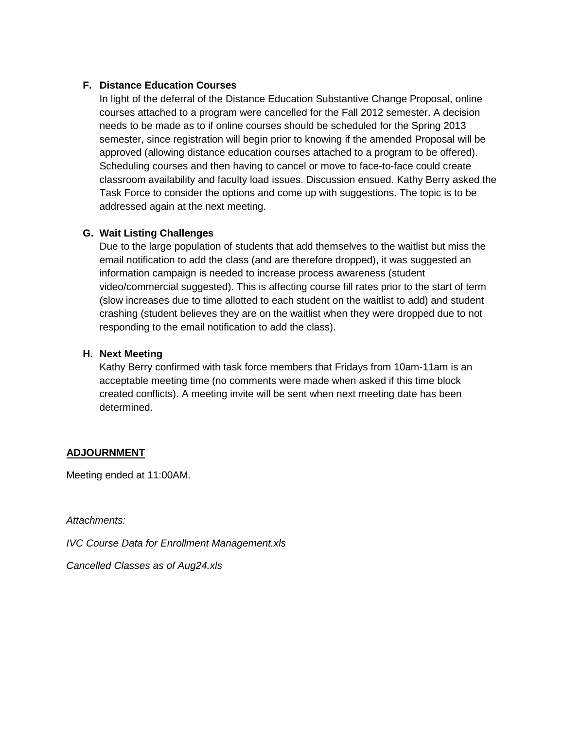**F. Distance Education Courses**

In light of the deferral of the Distance Education Substantive Change Proposal, online courses attached to a program were cancelled for the Fall 2012 semester. A decision needs to be made as to if online courses should be scheduled for the Spring 2013 semester, since registration will begin prior to knowing if the amended Proposal will be approved (allowing distance education courses attached to a program to be offered). Scheduling courses and then having to cancel or move to face-to-face could create classroom availability and faculty load issues. Discussion ensued. Kathy Berry asked the Task Force to consider the options and come up with suggestions. The topic is to be addressed again at the next meeting.

**G. Wait Listing Challenges**

Due to the large population of students that add themselves to the waitlist but miss the email notification to add the class (and are therefore dropped), it was suggested an information campaign is needed to increase process awareness (student video/commercial suggested). This is affecting course fill rates prior to the start of term (slow increases due to time allotted to each student on the waitlist to add) and student crashing (student believes they are on the waitlist when they were dropped due to not responding to the email notification to add the class).

**H. Next Meeting**

Kathy Berry confirmed with task force members that Fridays from 10am-11am is an acceptable meeting time (no comments were made when asked if this time block created conflicts). A meeting invite will be sent when next meeting date has been determined.

## ADJOURNMENT

Meeting ended at 11:00AM.

*Attachments:*

*IVC Course Data for Enrollment Management.xls*

*Cancelled Classes as of Aug24.xls*